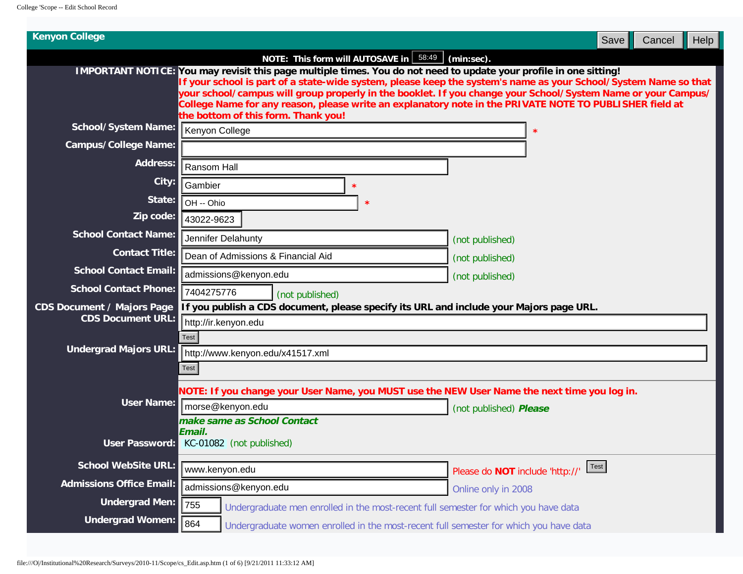# Kenyon College

Save | Cancel | Help

**NOTE: This form will AUTOSAVE in** 58:49 **(min:sec).**

**IMPORTANT NOTICE:** **You may revisit this page multiple times. You do not need to update your profile in one sitting!**
**If your school is part of a state-wide system, please keep the system's name as your School/System Name so that your school/campus will group properly in the booklet. If you change your School/System Name or your Campus/College Name for any reason, please write an explanatory note in the PRIVATE NOTE TO PUBLISHER field at the bottom of this form. Thank you!**

| Field | Value | Note |
|---|---|---|
| **School/System Name:** | Kenyon College | * |
| **Campus/College Name:** | | |
| **Address:** | Ransom Hall | |
| **City:** | Gambier | * |
| **State:** | OH -- Ohio | * |
| **Zip code:** | 43022-9623 | |
| **School Contact Name:** | Jennifer Delahunty | (not published) |
| **Contact Title:** | Dean of Admissions & Financial Aid | (not published) |
| **School Contact Email:** | admissions@kenyon.edu | (not published) |
| **School Contact Phone:** | 7404275776 | (not published) |

**CDS Document / Majors Page** — **If you publish a CDS document, please specify its URL and include your Majors page URL.**

| Field | Value |
|---|---|
| **CDS Document URL:** | http://ir.kenyon.edu (Test) |
| **Undergrad Majors URL:** | http://www.kenyon.edu/x41517.xml (Test) |

**NOTE: If you change your User Name, you MUST use the NEW User Name the next time you log in.**

| Field | Value | Note |
|---|---|---|
| **User Name:** | morse@kenyon.edu | (not published) ***Please make same as School Contact Email.*** |
| **User Password:** | KC-01082 | (not published) |

| Field | Value | Note |
|---|---|---|
| **School WebSite URL:** | www.kenyon.edu | Please do **NOT** include 'http://' (Test) |
| **Admissions Office Email:** | admissions@kenyon.edu | Online only in 2008 |
| **Undergrad Men:** | 755 | Undergraduate men enrolled in the most-recent full semester for which you have data |
| **Undergrad Women:** | 864 | Undergraduate women enrolled in the most-recent full semester for which you have data |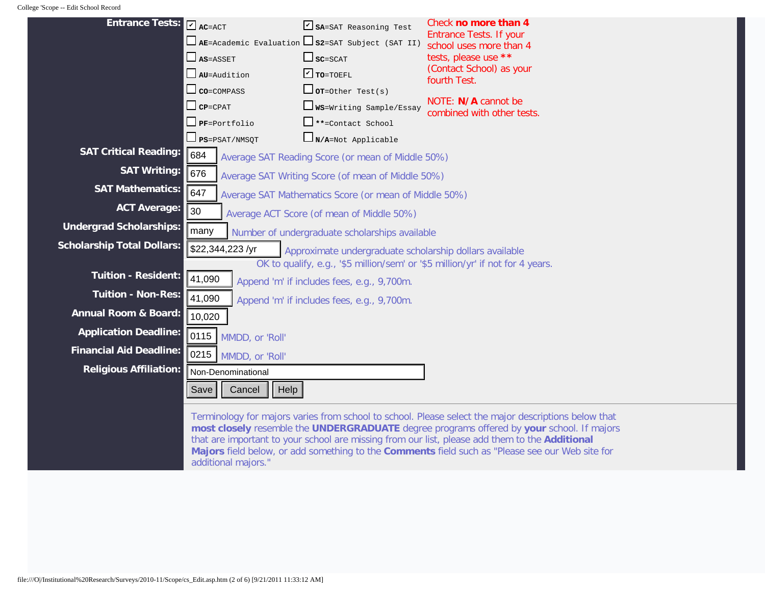**Entrance Tests:**

- [x] **AC**=ACT
- [x] **SA**=SAT Reasoning Test
- [ ] **AE**=Academic Evaluation
- [ ] **S2**=SAT Subject (SAT II)
- [ ] **AS**=ASSET
- [ ] **SC**=SCAT
- [ ] **AU**=Audition
- [x] **TO**=TOEFL
- [ ] **CO**=COMPASS
- [ ] **OT**=Other Test(s)
- [ ] **CP**=CPAT
- [ ] **WS**=Writing Sample/Essay
- [ ] **PF**=Portfolio
- [ ] **\*\***=Contact School
- [ ] **PS**=PSAT/NMSQT
- [ ] **N/A**=Not Applicable

Check **no more than 4** Entrance Tests. If your school uses more than 4 tests, please use ** (Contact School) as your fourth Test.

NOTE: **N/A** cannot be combined with other tests.

| Field | Value | Note |
|---|---|---|
| **SAT Critical Reading:** | 684 | Average SAT Reading Score (or mean of Middle 50%) |
| **SAT Writing:** | 676 | Average SAT Writing Score (of mean of Middle 50%) |
| **SAT Mathematics:** | 647 | Average SAT Mathematics Score (or mean of Middle 50%) |
| **ACT Average:** | 30 | Average ACT Score (of mean of Middle 50%) |
| **Undergrad Scholarships:** | many | Number of undergraduate scholarships available |
| **Scholarship Total Dollars:** | $22,344,223 /yr | Approximate undergraduate scholarship dollars available<br>OK to qualify, e.g., '$5 million/sem' or '$5 million/yr' if not for 4 years. |
| **Tuition - Resident:** | 41,090 | Append 'm' if includes fees, e.g., 9,700m. |
| **Tuition - Non-Res:** | 41,090 | Append 'm' if includes fees, e.g., 9,700m. |
| **Annual Room & Board:** | 10,020 | |
| **Application Deadline:** | 0115 | MMDD, or 'Roll' |
| **Financial Aid Deadline:** | 0215 | MMDD, or 'Roll' |
| **Religious Affiliation:** | Non-Denominational | |

Save | Cancel | Help

Terminology for majors varies from school to school. Please select the major descriptions below that **most closely** resemble the **UNDERGRADUATE** degree programs offered by **your** school. If majors that are important to your school are missing from our list, please add them to the **Additional Majors** field below, or add something to the **Comments** field such as "Please see our Web site for additional majors."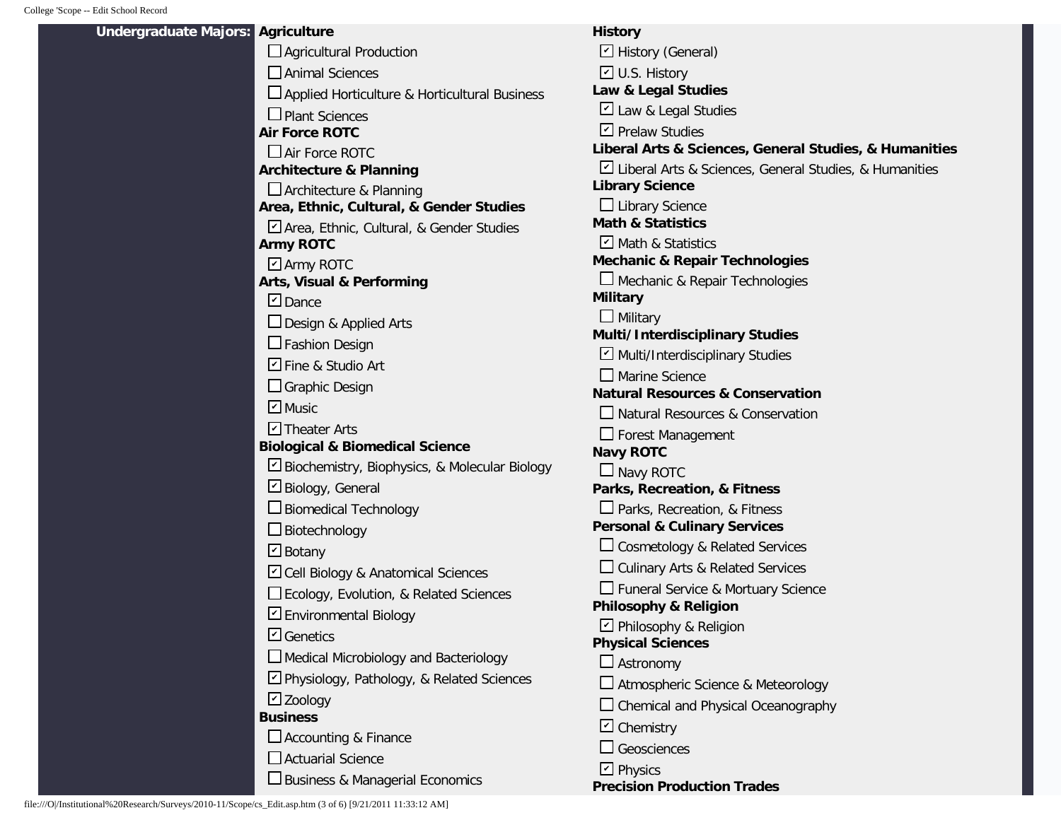**Undergraduate Majors:**

**Agriculture**

- [ ] Agricultural Production
- [ ] Animal Sciences
- [ ] Applied Horticulture & Horticultural Business
- [ ] Plant Sciences

**Air Force ROTC**

- [ ] Air Force ROTC

**Architecture & Planning**

- [ ] Architecture & Planning

**Area, Ethnic, Cultural, & Gender Studies**

- [x] Area, Ethnic, Cultural, & Gender Studies

**Army ROTC**

- [x] Army ROTC

**Arts, Visual & Performing**

- [x] Dance
- [ ] Design & Applied Arts
- [ ] Fashion Design
- [x] Fine & Studio Art
- [ ] Graphic Design
- [x] Music
- [x] Theater Arts

**Biological & Biomedical Science**

- [x] Biochemistry, Biophysics, & Molecular Biology
- [x] Biology, General
- [ ] Biomedical Technology
- [ ] Biotechnology
- [x] Botany
- [x] Cell Biology & Anatomical Sciences
- [ ] Ecology, Evolution, & Related Sciences
- [x] Environmental Biology
- [x] Genetics
- [ ] Medical Microbiology and Bacteriology
- [x] Physiology, Pathology, & Related Sciences
- [x] Zoology

**Business**

- [ ] Accounting & Finance
- [ ] Actuarial Science
- [ ] Business & Managerial Economics

**History**

- [x] History (General)
- [x] U.S. History

**Law & Legal Studies**

- [x] Law & Legal Studies
- [x] Prelaw Studies

**Liberal Arts & Sciences, General Studies, & Humanities**

- [x] Liberal Arts & Sciences, General Studies, & Humanities

**Library Science**

- [ ] Library Science

**Math & Statistics**

- [x] Math & Statistics

**Mechanic & Repair Technologies**

- [ ] Mechanic & Repair Technologies

**Military**

- [ ] Military

**Multi/Interdisciplinary Studies**

- [x] Multi/Interdisciplinary Studies
- [ ] Marine Science

**Natural Resources & Conservation**

- [ ] Natural Resources & Conservation
- [ ] Forest Management

**Navy ROTC**

- [ ] Navy ROTC

**Parks, Recreation, & Fitness**

- [ ] Parks, Recreation, & Fitness

**Personal & Culinary Services**

- [ ] Cosmetology & Related Services
- [ ] Culinary Arts & Related Services
- [ ] Funeral Service & Mortuary Science

**Philosophy & Religion**

- [x] Philosophy & Religion

**Physical Sciences**

- [ ] Astronomy
- [ ] Atmospheric Science & Meteorology
- [ ] Chemical and Physical Oceanography
- [x] Chemistry
- [ ] Geosciences
- [x] Physics

**Precision Production Trades**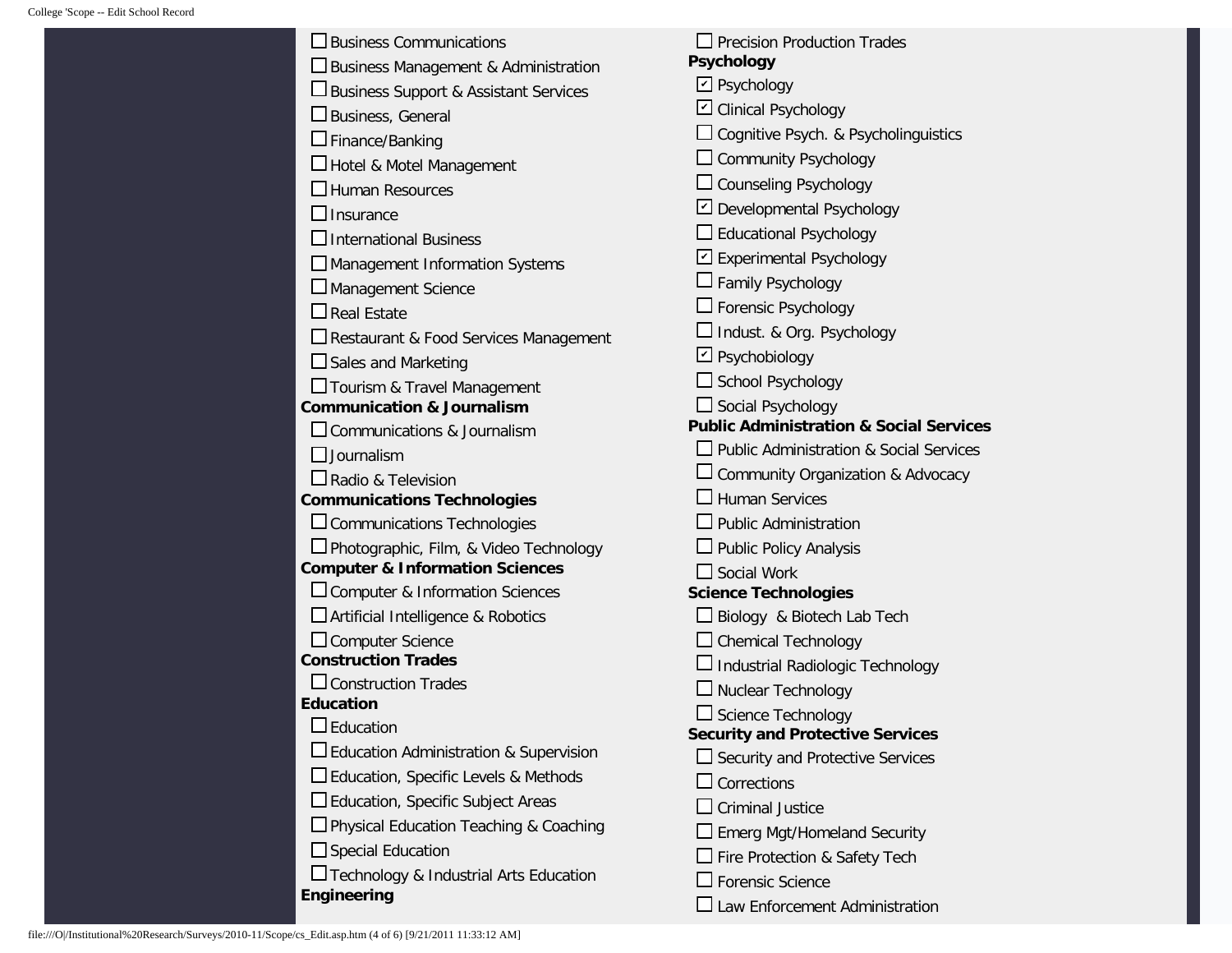- [ ] Business Communications
- [ ] Business Management & Administration
- [ ] Business Support & Assistant Services
- [ ] Business, General
- [ ] Finance/Banking
- [ ] Hotel & Motel Management
- [ ] Human Resources
- [ ] Insurance
- [ ] International Business
- [ ] Management Information Systems
- [ ] Management Science
- [ ] Real Estate
- [ ] Restaurant & Food Services Management
- [ ] Sales and Marketing
- [ ] Tourism & Travel Management

**Communication & Journalism**

- [ ] Communications & Journalism
- [ ] Journalism
- [ ] Radio & Television

**Communications Technologies**

- [ ] Communications Technologies
- [ ] Photographic, Film, & Video Technology

**Computer & Information Sciences**

- [ ] Computer & Information Sciences
- [ ] Artificial Intelligence & Robotics
- [ ] Computer Science

**Construction Trades**

- [ ] Construction Trades

**Education**

- [ ] Education
- [ ] Education Administration & Supervision
- [ ] Education, Specific Levels & Methods
- [ ] Education, Specific Subject Areas
- [ ] Physical Education Teaching & Coaching
- [ ] Special Education
- [ ] Technology & Industrial Arts Education

**Engineering**

- [ ] Precision Production Trades

**Psychology**

- [x] Psychology
- [x] Clinical Psychology
- [ ] Cognitive Psych. & Psycholinguistics
- [ ] Community Psychology
- [ ] Counseling Psychology
- [x] Developmental Psychology
- [ ] Educational Psychology
- [x] Experimental Psychology
- [ ] Family Psychology
- [ ] Forensic Psychology
- [ ] Indust. & Org. Psychology
- [x] Psychobiology
- [ ] School Psychology
- [ ] Social Psychology

**Public Administration & Social Services**

- [ ] Public Administration & Social Services
- [ ] Community Organization & Advocacy
- [ ] Human Services
- [ ] Public Administration
- [ ] Public Policy Analysis
- [ ] Social Work

**Science Technologies**

- [ ] Biology & Biotech Lab Tech
- [ ] Chemical Technology
- [ ] Industrial Radiologic Technology
- [ ] Nuclear Technology
- [ ] Science Technology

**Security and Protective Services**

- [ ] Security and Protective Services
- [ ] Corrections
- [ ] Criminal Justice
- [ ] Emerg Mgt/Homeland Security
- [ ] Fire Protection & Safety Tech
- [ ] Forensic Science
- [ ] Law Enforcement Administration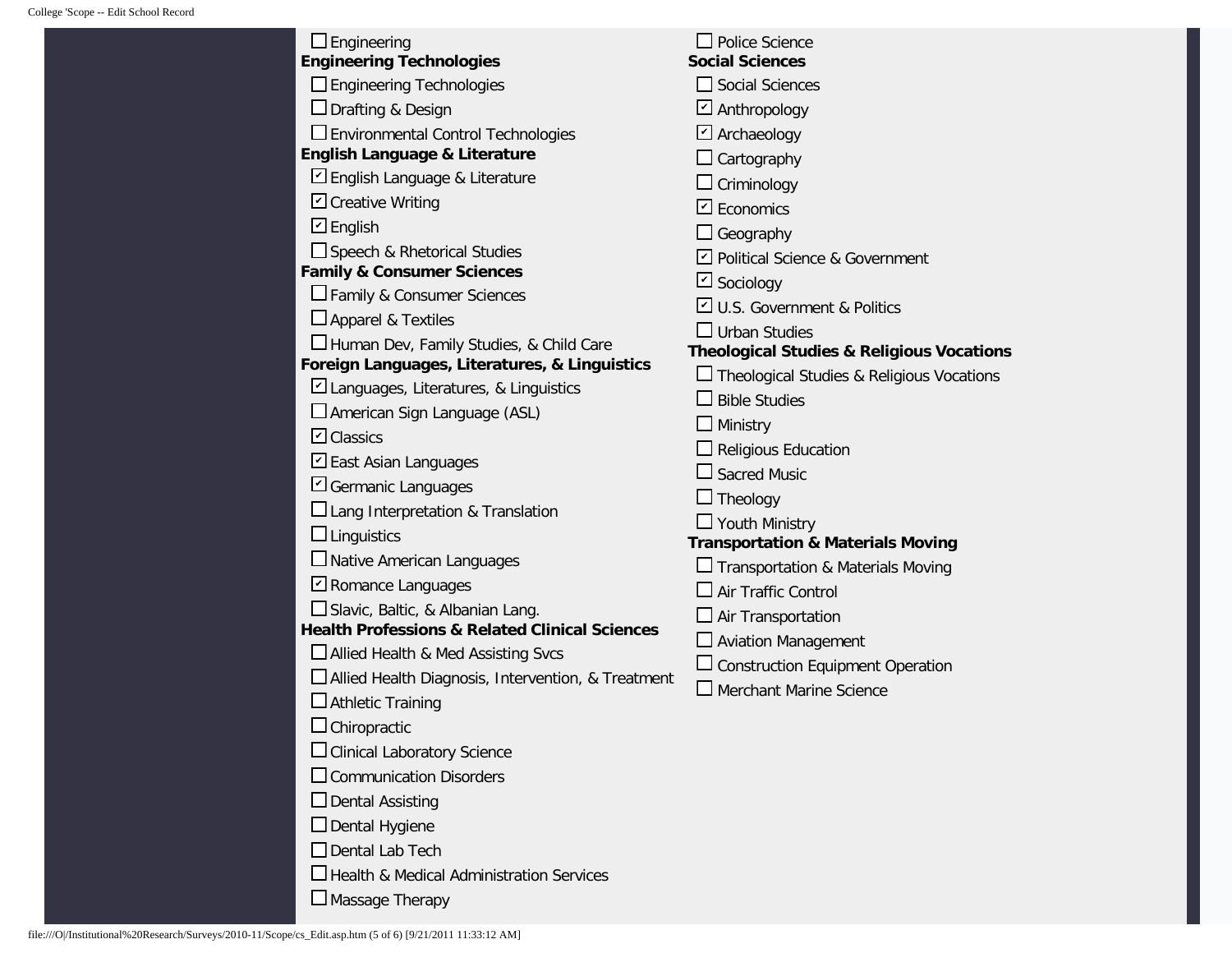- [ ] Engineering

**Engineering Technologies**

- [ ] Engineering Technologies
- [ ] Drafting & Design
- [ ] Environmental Control Technologies

**English Language & Literature**

- [x] English Language & Literature
- [x] Creative Writing
- [x] English
- [ ] Speech & Rhetorical Studies

**Family & Consumer Sciences**

- [ ] Family & Consumer Sciences
- [ ] Apparel & Textiles
- [ ] Human Dev, Family Studies, & Child Care

**Foreign Languages, Literatures, & Linguistics**

- [x] Languages, Literatures, & Linguistics
- [ ] American Sign Language (ASL)
- [x] Classics
- [x] East Asian Languages
- [x] Germanic Languages
- [ ] Lang Interpretation & Translation
- [ ] Linguistics
- [ ] Native American Languages
- [x] Romance Languages
- [ ] Slavic, Baltic, & Albanian Lang.

**Health Professions & Related Clinical Sciences**

- [ ] Allied Health & Med Assisting Svcs
- [ ] Allied Health Diagnosis, Intervention, & Treatment
- [ ] Athletic Training
- [ ] Chiropractic
- [ ] Clinical Laboratory Science
- [ ] Communication Disorders
- [ ] Dental Assisting
- [ ] Dental Hygiene
- [ ] Dental Lab Tech
- [ ] Health & Medical Administration Services
- [ ] Massage Therapy

- [ ] Police Science

**Social Sciences**

- [ ] Social Sciences
- [x] Anthropology
- [x] Archaeology
- [ ] Cartography
- [ ] Criminology
- [x] Economics
- [ ] Geography
- [x] Political Science & Government
- [x] Sociology
- [x] U.S. Government & Politics
- [ ] Urban Studies

**Theological Studies & Religious Vocations**

- [ ] Theological Studies & Religious Vocations
- [ ] Bible Studies
- [ ] Ministry
- [ ] Religious Education
- [ ] Sacred Music
- [ ] Theology
- [ ] Youth Ministry

**Transportation & Materials Moving**

- [ ] Transportation & Materials Moving
- [ ] Air Traffic Control
- [ ] Air Transportation
- [ ] Aviation Management
- [ ] Construction Equipment Operation
- [ ] Merchant Marine Science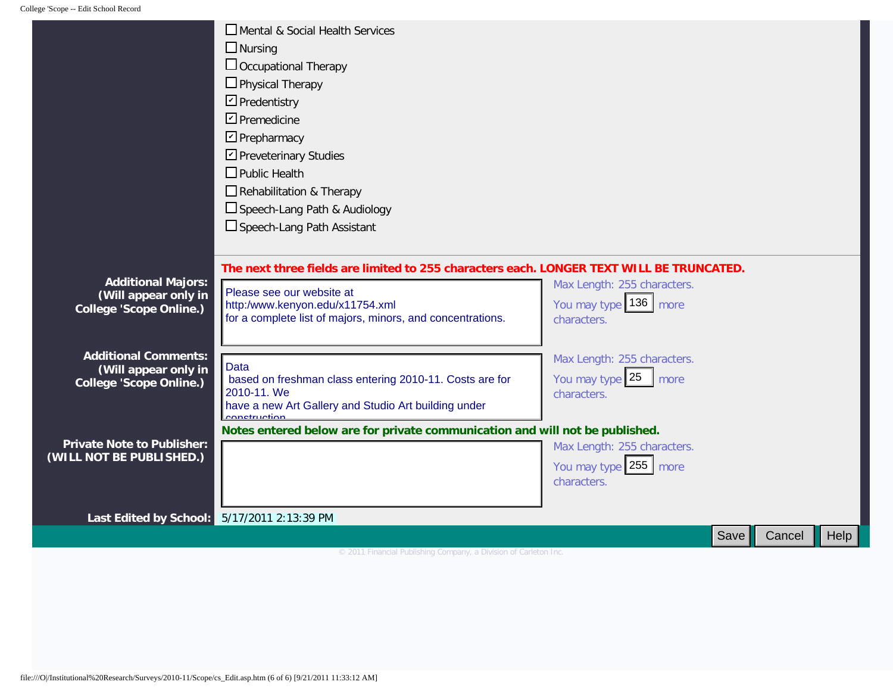- [ ] Mental & Social Health Services
- [ ] Nursing
- [ ] Occupational Therapy
- [ ] Physical Therapy
- [x] Predentistry
- [x] Premedicine
- [x] Prepharmacy
- [x] Preveterinary Studies
- [ ] Public Health
- [ ] Rehabilitation & Therapy
- [ ] Speech-Lang Path & Audiology
- [ ] Speech-Lang Path Assistant

**The next three fields are limited to 255 characters each. LONGER TEXT WILL BE TRUNCATED.**

**Additional Majors: (Will appear only in College 'Scope Online.)**

Please see our website at
http:/www.kenyon.edu/x11754.xml
for a complete list of majors, minors, and concentrations.

Max Length: 255 characters.
You may type 136 more characters.

**Additional Comments: (Will appear only in College 'Scope Online.)**

Data
based on freshman class entering 2010-11. Costs are for 2010-11. We
have a new Art Gallery and Studio Art building under
construction

Max Length: 255 characters.
You may type 25 more characters.

**Notes entered below are for private communication and will not be published.**

**Private Note to Publisher: (WILL NOT BE PUBLISHED.)**

Max Length: 255 characters.
You may type 255 more characters.

**Last Edited by School:** 5/17/2011 2:13:39 PM

Save | Cancel | Help

© 2011 Financial Publishing Company, a Division of Carleton Inc.